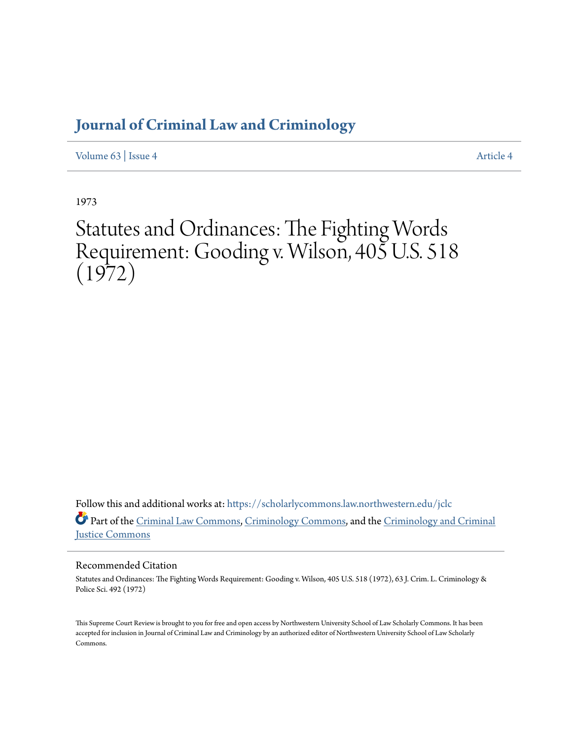# Journal of Criminal Law and Criminology

Volume 63 | Issue 4 — Article 4

1973

# Statutes and Ordinances: The Fighting Words Requirement: Gooding v. Wilson, 405 U.S. 518 (1972)

Follow this and additional works at: https://scholarlycommons.law.northwestern.edu/jclc

Part of the Criminal Law Commons, Criminology Commons, and the Criminology and Criminal Justice Commons

## Recommended Citation

Statutes and Ordinances: The Fighting Words Requirement: Gooding v. Wilson, 405 U.S. 518 (1972), 63 J. Crim. L. Criminology & Police Sci. 492 (1972)

This Supreme Court Review is brought to you for free and open access by Northwestern University School of Law Scholarly Commons. It has been accepted for inclusion in Journal of Criminal Law and Criminology by an authorized editor of Northwestern University School of Law Scholarly Commons.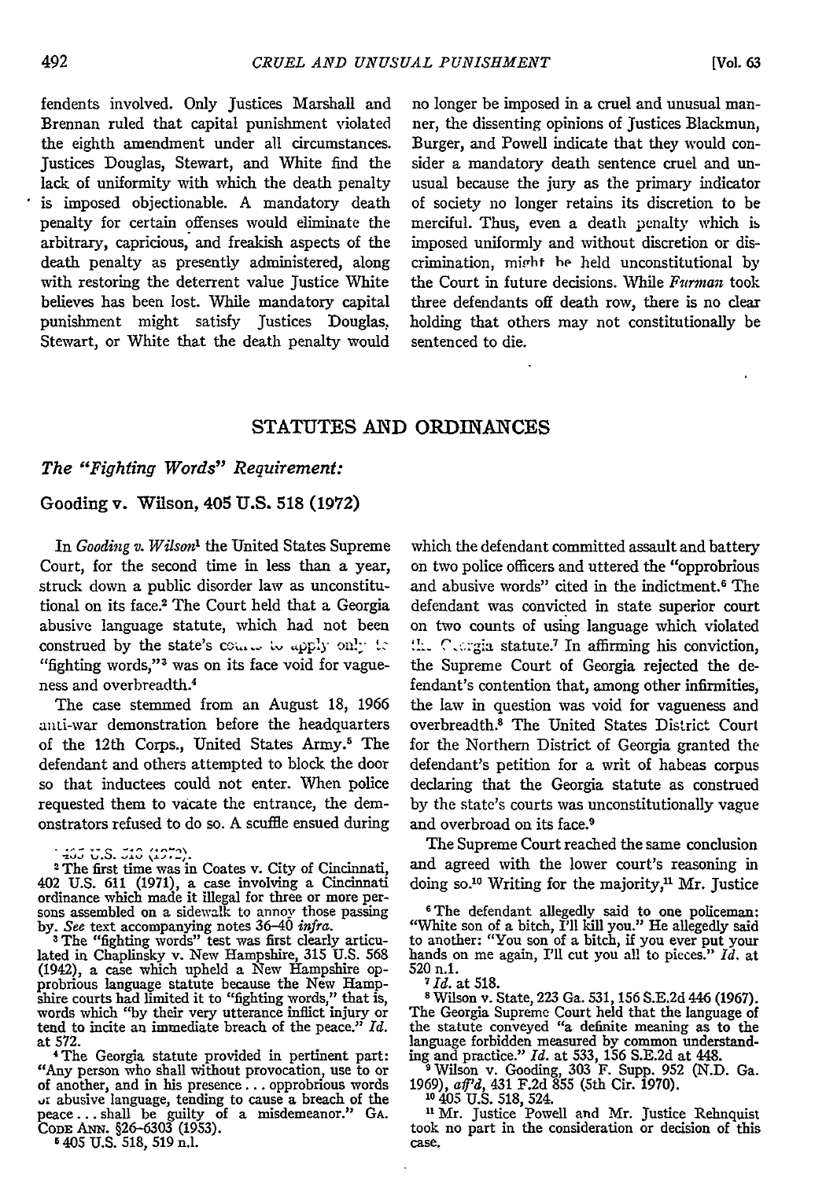fendents involved. Only Justices Marshall and Brennan ruled that capital punishment violated the eighth amendment under all circumstances. Justices Douglas, Stewart, and White find the lack of uniformity with which the death penalty is imposed objectionable. A mandatory death penalty for certain offenses would eliminate the arbitrary, capricious, and freakish aspects of the death penalty as presently administered, along with restoring the deterrent value Justice White believes has been lost. While mandatory capital punishment might satisfy Justices Douglas, Stewart, or White that the death penalty would no longer be imposed in a cruel and unusual manner, the dissenting opinions of Justices Blackmun, Burger, and Powell indicate that they would consider a mandatory death sentence cruel and unusual because the jury as the primary indicator of society no longer retains its discretion to be merciful. Thus, even a death penalty which is imposed uniformly and without discretion or discrimination, might be held unconstitutional by the Court in future decisions. While *Furman* took three defendants off death row, there is no clear holding that others may not constitutionally be sentenced to die.

## STATUTES AND ORDINANCES

### *The "Fighting Words" Requirement:*

### Gooding v. Wilson, 405 U.S. 518 (1972)

In *Gooding v. Wilson*[1] the United States Supreme Court, for the second time in less than a year, struck down a public disorder law as unconstitutional on its face.[2] The Court held that a Georgia abusive language statute, which had not been construed by the state's courts to apply only to "fighting words,"[3] was on its face void for vagueness and overbreadth.[4]

The case stemmed from an August 18, 1966 anti-war demonstration before the headquarters of the 12th Corps., United States Army.[5] The defendant and others attempted to block the door so that inductees could not enter. When police requested them to vacate the entrance, the demonstrators refused to do so. A scuffle ensued during which the defendant committed assault and battery on two police officers and uttered the "opprobrious and abusive words" cited in the indictment.[6] The defendant was convicted in state superior court on two counts of using language which violated the Georgia statute.[7] In affirming his conviction, the Supreme Court of Georgia rejected the defendant's contention that, among other infirmities, the law in question was void for vagueness and overbreadth.[8] The United States District Court for the Northern District of Georgia granted the defendant's petition for a writ of habeas corpus declaring that the Georgia statute as construed by the state's courts was unconstitutionally vague and overbroad on its face.[9]

The Supreme Court reached the same conclusion and agreed with the lower court's reasoning in doing so.[10] Writing for the majority,[11] Mr. Justice

---

[1] 405 U.S. 518 (1972).

[2] The first time was in Coates v. City of Cincinnati, 402 U.S. 611 (1971), a case involving a Cincinnati ordinance which made it illegal for three or more persons assembled on a sidewalk to annoy those passing by. *See* text accompanying notes 36–40 *infra*.

[3] The "fighting words" test was first clearly articulated in Chaplinsky v. New Hampshire, 315 U.S. 568 (1942), a case which upheld a New Hampshire opprobrious language statute because the New Hampshire courts had limited it to "fighting words," that is, words which "by their very utterance inflict injury or tend to incite an immediate breach of the peace." *Id.* at 572.

[4] The Georgia statute provided in pertinent part: "Any person who shall without provocation, use to or of another, and in his presence . . . opprobrious words or abusive language, tending to cause a breach of the peace . . . shall be guilty of a misdemeanor." GA. CODE ANN. §26-6303 (1953).

[5] 405 U.S. 518, 519 n.1.

[6] The defendant allegedly said to one policeman: "White son of a bitch, I'll kill you." He allegedly said to another: "You son of a bitch, if you ever put your hands on me again, I'll cut you all to pieces." *Id.* at 520 n.1.

[7] *Id.* at 518.

[8] Wilson v. State, 223 Ga. 531, 156 S.E.2d 446 (1967). The Georgia Supreme Court held that the language of the statute conveyed "a definite meaning as to the language forbidden measured by common understanding and practice." *Id.* at 533, 156 S.E.2d at 448.

[9] Wilson v. Gooding, 303 F. Supp. 952 (N.D. Ga. 1969), *aff'd*, 431 F.2d 855 (5th Cir. 1970).

[10] 405 U.S. 518, 524.

[11] Mr. Justice Powell and Mr. Justice Rehnquist took no part in the consideration or decision of this case.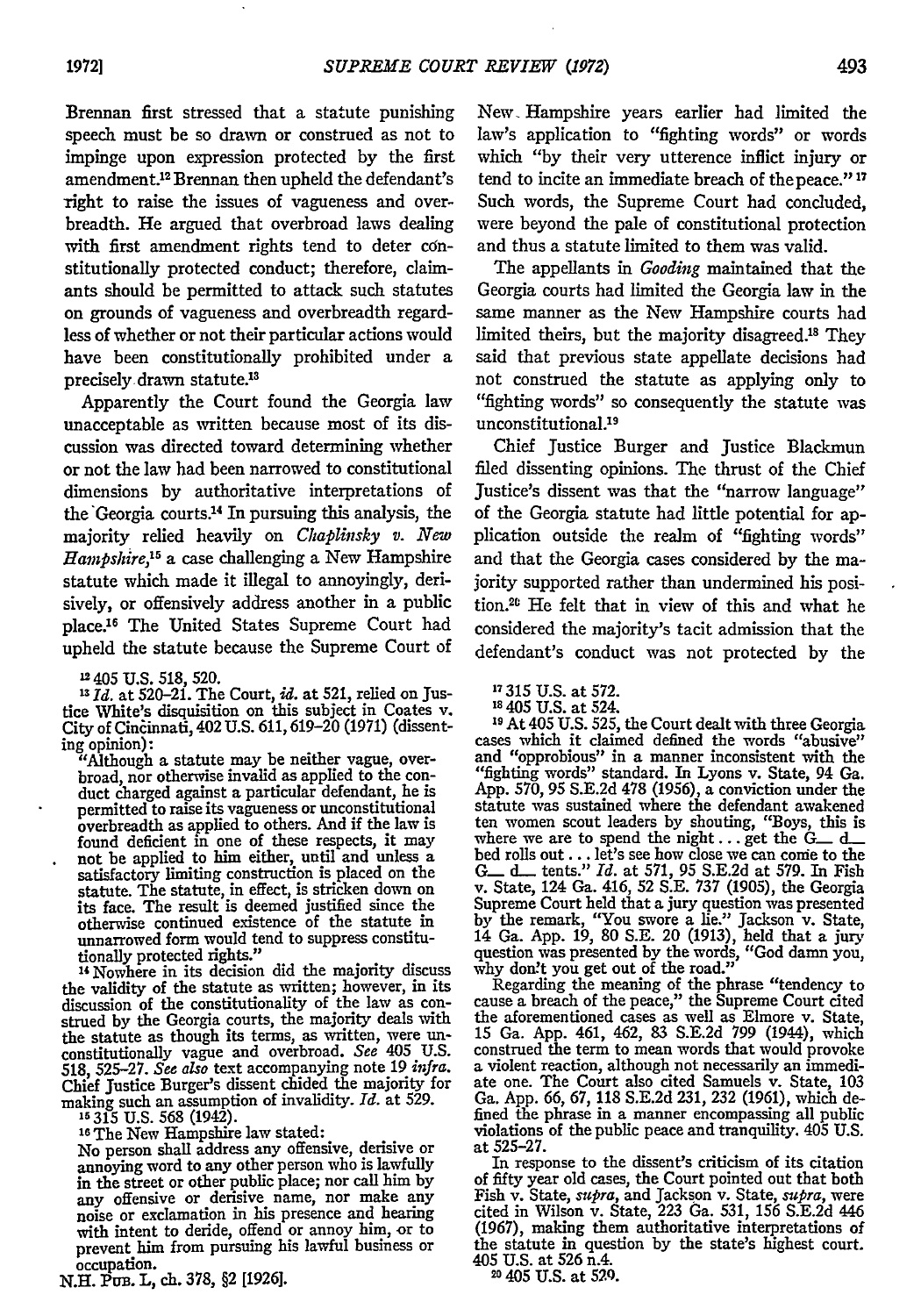Brennan first stressed that a statute punishing speech must be so drawn or construed as not to impinge upon expression protected by the first amendment.[12] Brennan then upheld the defendant's right to raise the issues of vagueness and overbreadth. He argued that overbroad laws dealing with first amendment rights tend to deter constitutionally protected conduct; therefore, claimants should be permitted to attack such statutes on grounds of vagueness and overbreadth regardless of whether or not their particular actions would have been constitutionally prohibited under a precisely drawn statute.[13]

Apparently the Court found the Georgia law unacceptable as written because most of its discussion was directed toward determining whether or not the law had been narrowed to constitutional dimensions by authoritative interpretations of the Georgia courts.[14] In pursuing this analysis, the majority relied heavily on *Chaplinsky v. New Hampshire*,[15] a case challenging a New Hampshire statute which made it illegal to annoyingly, derisively, or offensively address another in a public place.[16] The United States Supreme Court had upheld the statute because the Supreme Court of New Hampshire years earlier had limited the law's application to "fighting words" or words which "by their very utterence inflict injury or tend to incite an immediate breach of the peace."[17] Such words, the Supreme Court had concluded, were beyond the pale of constitutional protection and thus a statute limited to them was valid.

The appellants in *Gooding* maintained that the Georgia courts had limited the Georgia law in the same manner as the New Hampshire courts had limited theirs, but the majority disagreed.[18] They said that previous state appellate decisions had not construed the statute as applying only to "fighting words" so consequently the statute was unconstitutional.[19]

Chief Justice Burger and Justice Blackmun filed dissenting opinions. The thrust of the Chief Justice's dissent was that the "narrow language" of the Georgia statute had little potential for application outside the realm of "fighting words" and that the Georgia cases considered by the majority supported rather than undermined his position.[20] He felt that in view of this and what he considered the majority's tacit admission that the defendant's conduct was not protected by the

---

[12] 405 U.S. 518, 520.

[13] *Id.* at 520–21. The Court, *id.* at 521, relied on Justice White's disquisition on this subject in Coates v. City of Cincinnati, 402 U.S. 611, 619–20 (1971) (dissenting opinion):

"Although a statute may be neither vague, overbroad, nor otherwise invalid as applied to the conduct charged against a particular defendant, he is permitted to raise its vagueness or unconstitutional overbreadth as applied to others. And if the law is found deficient in one of these respects, it may not be applied to him either, until and unless a satisfactory limiting construction is placed on the statute. The statute, in effect, is stricken down on its face. The result is deemed justified since the otherwise continued existence of the statute in unnarrowed form would tend to suppress constitutionally protected rights."

[14] Nowhere in its decision did the majority discuss the validity of the statute as written; however, in its discussion of the constitutionality of the law as construed by the Georgia courts, the majority deals with the statute as though its terms, as written, were unconstitutionally vague and overbroad. *See* 405 U.S. 518, 525–27. *See also* text accompanying note 19 *infra*. Chief Justice Burger's dissent chided the majority for making such an assumption of invalidity. *Id.* at 529.

[15] 315 U.S. 568 (1942).

[16] The New Hampshire law stated:

No person shall address any offensive, derisive or annoying word to any other person who is lawfully in the street or other public place; nor call him by any offensive or derisive name, nor make any noise or exclamation in his presence and hearing with intent to deride, offend or annoy him, or to prevent him from pursuing his lawful business or occupation.

N.H. Pub. L, ch. 378, §2 [1926].

[17] 315 U.S. at 572.

[18] 405 U.S. at 524.

[19] At 405 U.S. 525, the Court dealt with three Georgia cases which it claimed defined the words "abusive" and "opprobious" in a manner inconsistent with the "fighting words" standard. In Lyons v. State, 94 Ga. App. 570, 95 S.E.2d 478 (1956), a conviction under the statute was sustained where the defendant awakened ten women scout leaders by shouting, "Boys, this is where we are to spend the night . . . get the G— d— bed rolls out . . . let's see how close we can come to the G— d— tents." *Id.* at 571, 95 S.E.2d at 579. In Fish v. State, 124 Ga. 416, 52 S.E. 737 (1905), the Georgia Supreme Court held that a jury question was presented by the remark, "You swore a lie." Jackson v. State, 14 Ga. App. 19, 80 S.E. 20 (1913), held that a jury question was presented by the words, "God damn you, why don't you get out of the road."

Regarding the meaning of the phrase "tendency to cause a breach of the peace," the Supreme Court cited the aforementioned cases as well as Elmore v. State, 15 Ga. App. 461, 462, 83 S.E.2d 799 (1944), which construed the term to mean words that would provoke a violent reaction, although not necessarily an immediate one. The Court also cited Samuels v. State, 103 Ga. App. 66, 67, 118 S.E.2d 231, 232 (1961), which defined the phrase in a manner encompassing all public violations of the public peace and tranquility. 405 U.S. at 525–27.

In response to the dissent's criticism of its citation of fifty year old cases, the Court pointed out that both Fish v. State, *supra*, and Jackson v. State, *supra*, were cited in Wilson v. State, 223 Ga. 531, 156 S.E.2d 446 (1967), making them authoritative interpretations of the statute in question by the state's highest court. 405 U.S. at 526 n.4.

[20] 405 U.S. at 529.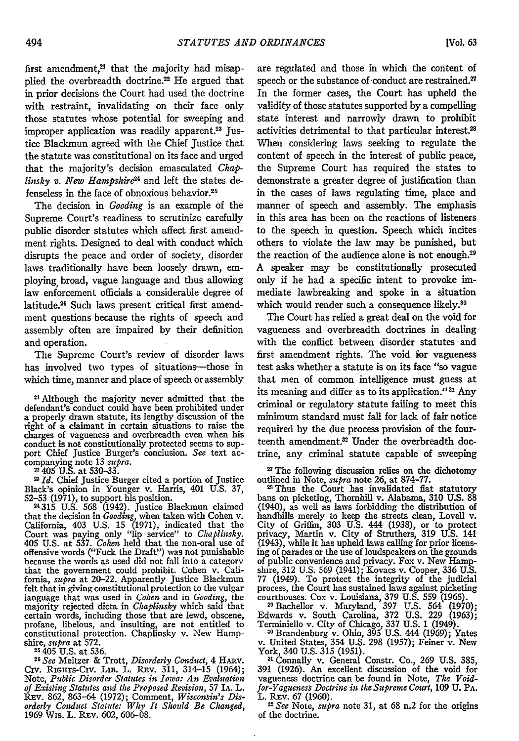first amendment,[21] that the majority had misapplied the overbreadth doctrine.[22] He argued that in prior decisions the Court had used the doctrine with restraint, invalidating on their face only those statutes whose potential for sweeping and improper application was readily apparent.[23] Justice Blackmun agreed with the Chief Justice that the statute was constitutional on its face and urged that the majority's decision emasculated *Chaplinsky v. New Hampshire*[24] and left the states defenseless in the face of obnoxious behavior.[25]

The decision in *Gooding* is an example of the Supreme Court's readiness to scrutinize carefully public disorder statutes which affect first amendment rights. Designed to deal with conduct which disrupts the peace and order of society, disorder laws traditionally have been loosely drawn, employing broad, vague language and thus allowing law enforcement officials a considerable degree of latitude.[26] Such laws present critical first amendment questions because the rights of speech and assembly often are impaired by their definition and operation.

The Supreme Court's review of disorder laws has involved two types of situations—those in which time, manner and place of speech or assembly are regulated and those in which the content of speech or the substance of conduct are restrained.[27] In the former cases, the Court has upheld the validity of those statutes supported by a compelling state interest and narrowly drawn to prohibit activities detrimental to that particular interest.[28] When considering laws seeking to regulate the content of speech in the interest of public peace, the Supreme Court has required the states to demonstrate a greater degree of justification than in the cases of laws regulating time, place and manner of speech and assembly. The emphasis in this area has been on the reactions of listeners to the speech in question. Speech which incites others to violate the law may be punished, but the reaction of the audience alone is not enough.[29] A speaker may be constitutionally prosecuted only if he had a specific intent to provoke immediate lawbreaking and spoke in a situation which would render such a consequence likely.[30]

The Court has relied a great deal on the void for vagueness and overbreadth doctrines in dealing with the conflict between disorder statutes and first amendment rights. The void for vagueness test asks whether a statute is on its face "so vague that men of common intelligence must guess at its meaning and differ as to its application."[31] Any criminal or regulatory statute failing to meet this minimum standard must fall for lack of fair notice required by the due process provision of the fourteenth amendment.[32] Under the overbreadth doctrine, any criminal statute capable of sweeping

[21] Although the majority never admitted that the defendant's conduct could have been prohibited under a properly drawn statute, its lengthy discussion of the right of a claimant in certain situations to raise the charges of vagueness and overbreadth even when his conduct is not constitutionally protected seems to support Chief Justice Burger's conclusion. *See* text accompanying note 13 *supra*.

[22] 405 U.S. at 530–33.

[23] *Id.* Chief Justice Burger cited a portion of Justice Black's opinion in Younger v. Harris, 401 U.S. 37, 52–53 (1971), to support his position.

[24] 315 U.S. 568 (1942). Justice Blackmun claimed that the decision in *Gooding*, when taken with Cohen v. California, 403 U.S. 15 (1971), indicated that the Court was paying only "lip service" to *Chaplinsky*. 405 U.S. at 537. *Cohen* held that the non-oral use of offensive words ("Fuck the Draft") was not punishable because the words as used did not fall into a category that the government could prohibit. Cohen v. California, *supra* at 20–22. Apparently Justice Blackmun felt that in giving constitutional protection to the vulgar language that was used in *Cohen* and in *Gooding*, the majority rejected dicta in *Chaplinsky* which said that certain words, including those that are lewd, obscene, profane, libelous, and insulting, are not entitled to constitutional protection. Chaplinsky v. New Hampshire, *supra* at 572.

[25] 405 U.S. at 536.

[26] *See* Meltzer & Trott, *Disorderly Conduct*, 4 Harv. Civ. Rights-Civ. Lib. L. Rev. 311, 314–15 (1964); Note, *Public Disorder Statutes in Iowa: An Evaluation of Existing Statutes and the Proposed Revision*, 57 Ia. L. Rev. 862, 863–64 (1972); Comment, *Wisconsin's Disorderly Conduct Statute: Why It Should Be Changed*, 1969 Wis. L. Rev. 602, 606–08.

[27] The following discussion relies on the dichotomy outlined in Note, *supra* note 26, at 874–77.

[28] Thus the Court has invalidated flat statutory bans on picketing, Thornhill v. Alabama, 310 U.S. 88 (1940), as well as laws forbidding the distribution of handbills merely to keep the streets clean, Lovell v. City of Griffin, 303 U.S. 444 (1938), or to protect privacy, Martin v. City of Struthers, 319 U.S. 141 (1943), while it has upheld laws calling for prior licensing of parades or the use of loudspeakers on the grounds of public convenience and privacy. Fox v. New Hampshire, 312 U.S. 569 (1941); Kovacs v. Cooper, 336 U.S. 77 (1949). To protect the integrity of the judicial process, the Court has sustained laws against picketing courthouses. Cox v. Louisiana, 379 U.S. 559 (1965).

[29] Bachellor v. Maryland, 397 U.S. 564 (1970); Edwards v. South Carolina, 372 U.S. 229 (1963); Terminiello v. City of Chicago, 337 U.S. 1 (1949).

[30] Brandenburg v. Ohio, 395 U.S. 444 (1969); Yates v. United States, 354 U.S. 298 (1957); Feiner v. New York, 340 U.S. 315 (1951).

[31] Connally v. General Constr. Co., 269 U.S. 385, 391 (1926). An excellent discussion of the void for vagueness doctrine can be found in Note, *The Void-for-Vagueness Doctrine in the Supreme Court*, 109 U. Pa. L. Rev. 67 (1960).

[32] *See* Note, *supra* note 31, at 68 n.2 for the origins of the doctrine.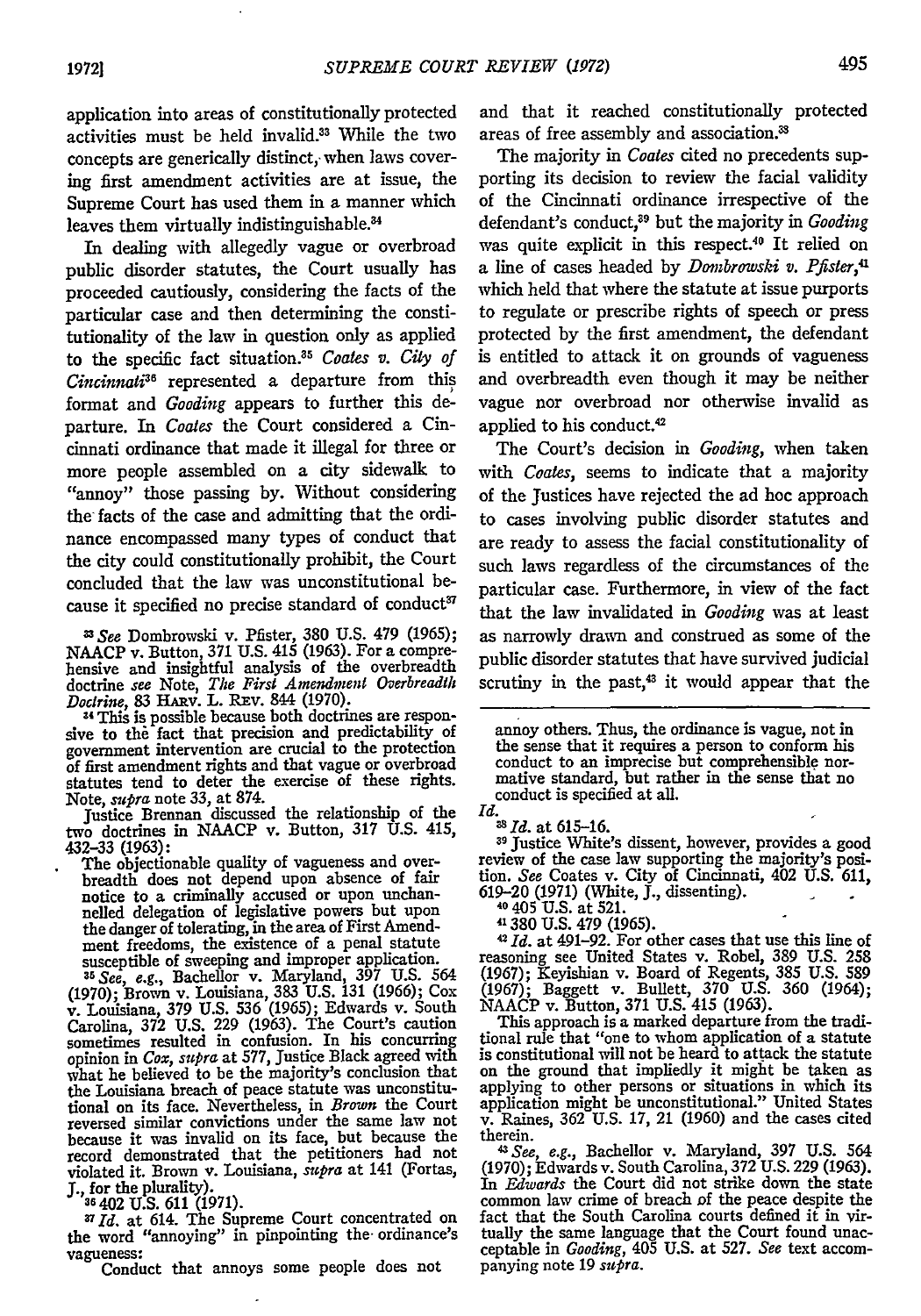application into areas of constitutionally protected activities must be held invalid.[33] While the two concepts are generically distinct, when laws covering first amendment activities are at issue, the Supreme Court has used them in a manner which leaves them virtually indistinguishable.[34]

In dealing with allegedly vague or overbroad public disorder statutes, the Court usually has proceeded cautiously, considering the facts of the particular case and then determining the constitutionality of the law in question only as applied to the specific fact situation.[35] *Coates v. City of Cincinnati*[36] represented a departure from this format and *Gooding* appears to further this departure. In *Coates* the Court considered a Cincinnati ordinance that made it illegal for three or more people assembled on a city sidewalk to "annoy" those passing by. Without considering the facts of the case and admitting that the ordinance encompassed many types of conduct that the city could constitutionally prohibit, the Court concluded that the law was unconstitutional because it specified no precise standard of conduct[37] and that it reached constitutionally protected areas of free assembly and association.[38]

The majority in *Coates* cited no precedents supporting its decision to review the facial validity of the Cincinnati ordinance irrespective of the defendant's conduct,[39] but the majority in *Gooding* was quite explicit in this respect.[40] It relied on a line of cases headed by *Dombrowski v. Pfister*,[41] which held that where the statute at issue purports to regulate or prescribe rights of speech or press protected by the first amendment, the defendant is entitled to attack it on grounds of vagueness and overbreadth even though it may be neither vague nor overbroad nor otherwise invalid as applied to his conduct.[42]

The Court's decision in *Gooding*, when taken with *Coates*, seems to indicate that a majority of the Justices have rejected the ad hoc approach to cases involving public disorder statutes and are ready to assess the facial constitutionality of such laws regardless of the circumstances of the particular case. Furthermore, in view of the fact that the law invalidated in *Gooding* was at least as narrowly drawn and construed as some of the public disorder statutes that have survived judicial scrutiny in the past,[43] it would appear that the

---

[33] *See* Dombrowski v. Pfister, 380 U.S. 479 (1965); NAACP v. Button, 371 U.S. 415 (1963). For a comprehensive and insightful analysis of the overbreadth doctrine *see* Note, *The First Amendment Overbreadth Doctrine*, 83 HARV. L. REV. 844 (1970).

[34] This is possible because both doctrines are responsive to the fact that precision and predictability of government intervention are crucial to the protection of first amendment rights and that vague or overbroad statutes tend to deter the exercise of these rights. Note, *supra* note 33, at 874.

Justice Brennan discussed the relationship of the two doctrines in NAACP v. Button, 317 U.S. 415, 432–33 (1963):

> The objectionable quality of vagueness and overbreadth does not depend upon absence of fair notice to a criminally accused or upon unchannelled delegation of legislative powers but upon the danger of tolerating, in the area of First Amendment freedoms, the existence of a penal statute susceptible of sweeping and improper application.

[35] *See, e.g.*, Bachellor v. Maryland, 397 U.S. 564 (1970); Brown v. Louisiana, 383 U.S. 131 (1966); Cox v. Louisiana, 379 U.S. 536 (1965); Edwards v. South Carolina, 372 U.S. 229 (1963). The Court's caution sometimes resulted in confusion. In his concurring opinion in *Cox*, *supra* at 577, Justice Black agreed with what he believed to be the majority's conclusion that the Louisiana breach of peace statute was unconstitutional on its face. Nevertheless, in *Brown* the Court reversed similar convictions under the same law not because it was invalid on its face, but because the record demonstrated that the petitioners had not violated it. Brown v. Louisiana, *supra* at 141 (Fortas, J., for the plurality).

[36] 402 U.S. 611 (1971).

[37] *Id.* at 614. The Supreme Court concentrated on the word "annoying" in pinpointing the ordinance's vagueness:

> Conduct that annoys some people does not annoy others. Thus, the ordinance is vague, not in the sense that it requires a person to conform his conduct to an imprecise but comprehensible normative standard, but rather in the sense that no conduct is specified at all.

*Id.*

[38] *Id.* at 615–16.

[39] Justice White's dissent, however, provides a good review of the case law supporting the majority's position. *See* Coates v. City of Cincinnati, 402 U.S. 611, 619–20 (1971) (White, J., dissenting).

[40] 405 U.S. at 521.

[41] 380 U.S. 479 (1965).

[42] *Id.* at 491–92. For other cases that use this line of reasoning see United States v. Robel, 389 U.S. 258 (1967); Keyishian v. Board of Regents, 385 U.S. 589 (1967); Baggett v. Bullett, 370 U.S. 360 (1964); NAACP v. Button, 371 U.S. 415 (1963).

This approach is a marked departure from the traditional rule that "one to whom application of a statute is constitutional will not be heard to attack the statute on the ground that impliedly it might be taken as applying to other persons or situations in which its application might be unconstitutional." United States v. Raines, 362 U.S. 17, 21 (1960) and the cases cited therein.

[43] *See, e.g.*, Bachellor v. Maryland, 397 U.S. 564 (1970); Edwards v. South Carolina, 372 U.S. 229 (1963). In *Edwards* the Court did not strike down the state common law crime of breach of the peace despite the fact that the South Carolina courts defined it in virtually the same language that the Court found unacceptable in *Gooding*, 405 U.S. at 527. *See* text accompanying note 19 *supra*.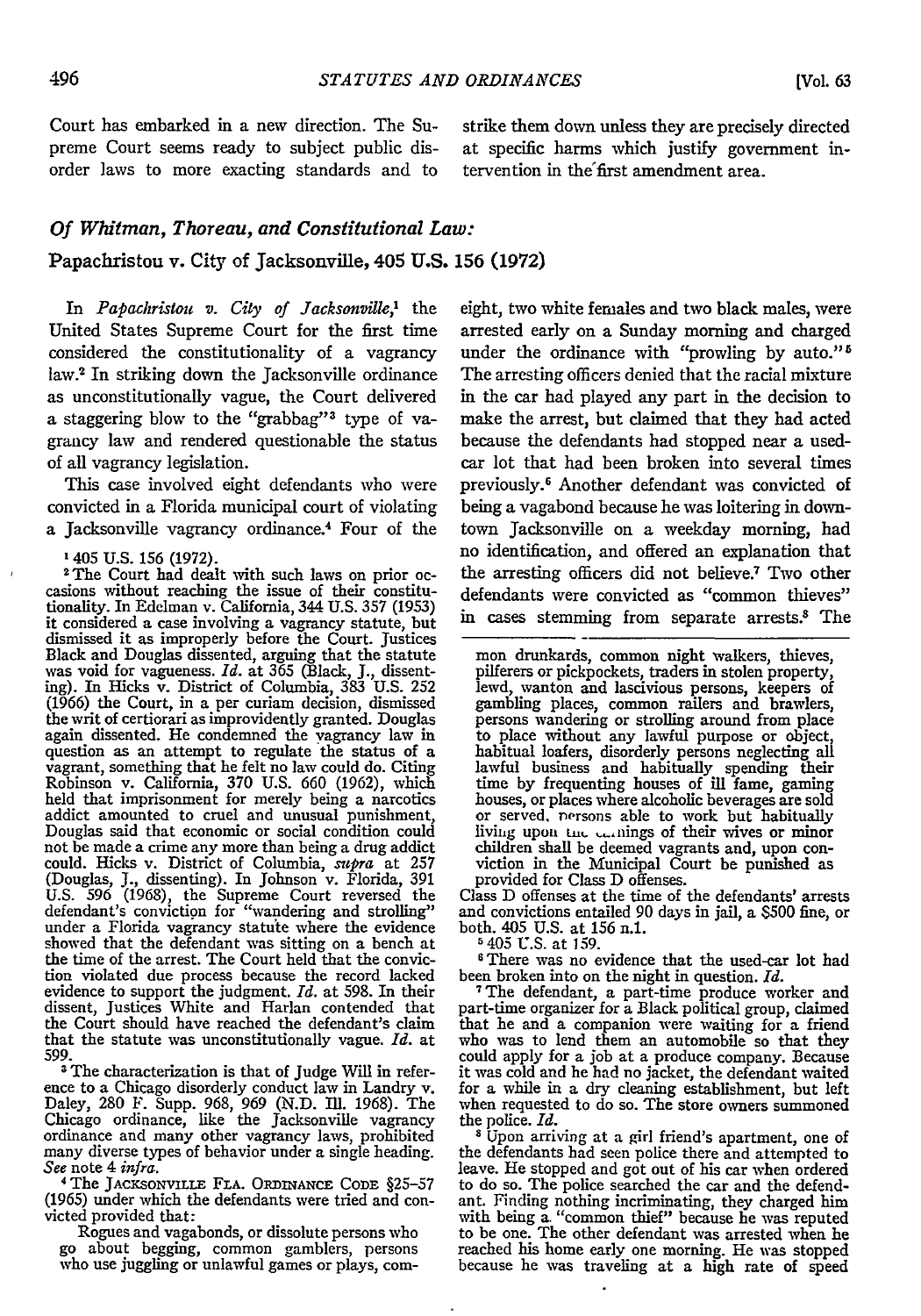Court has embarked in a new direction. The Supreme Court seems ready to subject public disorder laws to more exacting standards and to strike them down unless they are precisely directed at specific harms which justify government intervention in the first amendment area.

## *Of Whitman, Thoreau, and Constitutional Law:*

### Papachristou v. City of Jacksonville, 405 U.S. 156 (1972)

In *Papachristou v. City of Jacksonville*,[1] the United States Supreme Court for the first time considered the constitutionality of a vagrancy law.[2] In striking down the Jacksonville ordinance as unconstitutionally vague, the Court delivered a staggering blow to the "grabbag"[3] type of vagrancy law and rendered questionable the status of all vagrancy legislation.

This case involved eight defendants who were convicted in a Florida municipal court of violating a Jacksonville vagrancy ordinance.[4] Four of the eight, two white females and two black males, were arrested early on a Sunday morning and charged under the ordinance with "prowling by auto."[5] The arresting officers denied that the racial mixture in the car had played any part in the decision to make the arrest, but claimed that they had acted because the defendants had stopped near a used-car lot that had been broken into several times previously.[6] Another defendant was convicted of being a vagabond because he was loitering in downtown Jacksonville on a weekday morning, had no identification, and offered an explanation that the arresting officers did not believe.[7] Two other defendants were convicted as "common thieves" in cases stemming from separate arrests.[8] The

---

[1] 405 U.S. 156 (1972).

[2] The Court had dealt with such laws on prior occasions without reaching the issue of their constitutionality. In Edelman v. California, 344 U.S. 357 (1953) it considered a case involving a vagrancy statute, but dismissed it as improperly before the Court. Justices Black and Douglas dissented, arguing that the statute was void for vagueness. *Id.* at 365 (Black, J., dissenting). In Hicks v. District of Columbia, 383 U.S. 252 (1966) the Court, in a per curiam decision, dismissed the writ of certiorari as improvidently granted. Douglas again dissented. He condemned the vagrancy law in question as an attempt to regulate the status of a vagrant, something that he felt no law could do. Citing Robinson v. California, 370 U.S. 660 (1962), which held that imprisonment for merely being a narcotics addict amounted to cruel and unusual punishment, Douglas said that economic or social condition could not be made a crime any more than being a drug addict could. Hicks v. District of Columbia, *supra* at 257 (Douglas, J., dissenting). In Johnson v. Florida, 391 U.S. 596 (1968), the Supreme Court reversed the defendant's conviction for "wandering and strolling" under a Florida vagrancy statute where the evidence showed that the defendant was sitting on a bench at the time of the arrest. The Court held that the conviction violated due process because the record lacked evidence to support the judgment. *Id.* at 598. In their dissent, Justices White and Harlan contended that the Court should have reached the defendant's claim that the statute was unconstitutionally vague. *Id.* at 599.

[3] The characterization is that of Judge Will in reference to a Chicago disorderly conduct law in Landry v. Daley, 280 F. Supp. 968, 969 (N.D. Ill. 1968). The Chicago ordinance, like the Jacksonville vagrancy ordinance and many other vagrancy laws, prohibited many diverse types of behavior under a single heading. *See* note 4 *infra*.

[4] The JACKSONVILLE FLA. ORDINANCE CODE §25-57 (1965) under which the defendants were tried and convicted provided that:

> Rogues and vagabonds, or dissolute persons who go about begging, common gamblers, persons who use juggling or unlawful games or plays, common drunkards, common night walkers, thieves, pilferers or pickpockets, traders in stolen property, lewd, wanton and lascivious persons, keepers of gambling places, common railers and brawlers, persons wandering or strolling around from place to place without any lawful purpose or object, habitual loafers, disorderly persons neglecting all lawful business and habitually spending their time by frequenting houses of ill fame, gaming houses, or places where alcoholic beverages are sold or served, persons able to work but habitually living upon the earnings of their wives or minor children shall be deemed vagrants and, upon conviction in the Municipal Court be punished as provided for Class D offenses.

Class D offenses at the time of the defendants' arrests and convictions entailed 90 days in jail, a $500 fine, or both. 405 U.S. at 156 n.1.

[5] 405 U.S. at 159.

[6] There was no evidence that the used-car lot had been broken into on the night in question. *Id.*

[7] The defendant, a part-time produce worker and part-time organizer for a Black political group, claimed that he and a companion were waiting for a friend who was to lend them an automobile so that they could apply for a job at a produce company. Because it was cold and he had no jacket, the defendant waited for a while in a dry cleaning establishment, but left when requested to do so. The store owners summoned the police. *Id.*

[8] Upon arriving at a girl friend's apartment, one of the defendants had seen police there and attempted to leave. He stopped and got out of his car when ordered to do so. The police searched the car and the defendant. Finding nothing incriminating, they charged him with being a "common thief" because he was reputed to be one. The other defendant was arrested when he reached his home early one morning. He was stopped because he was traveling at a high rate of speed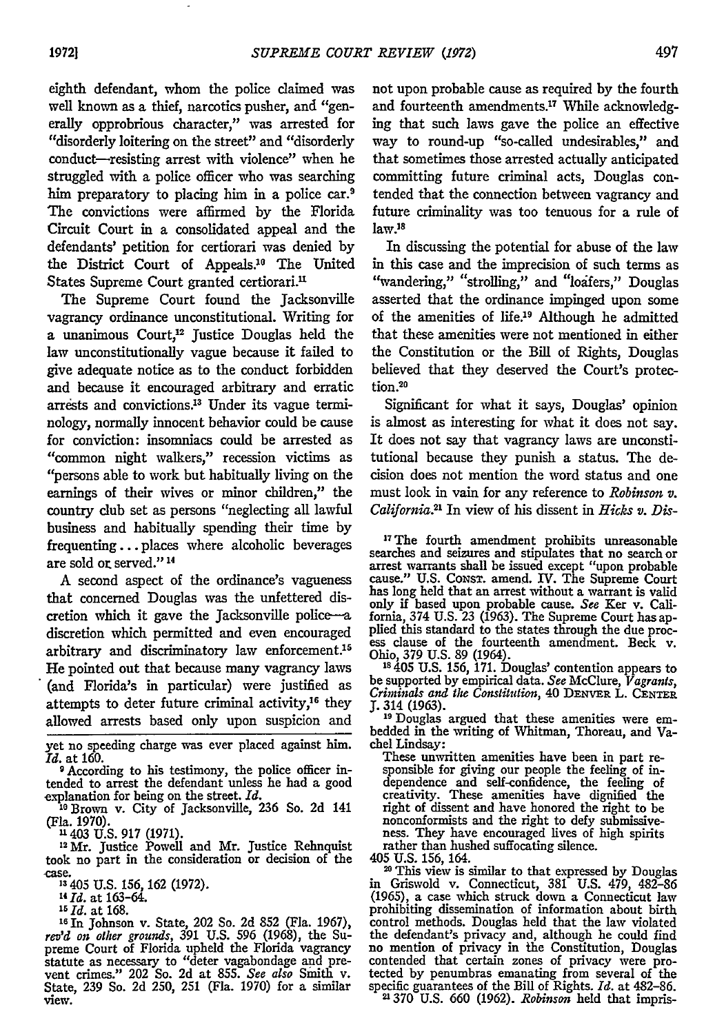eighth defendant, whom the police claimed was well known as a thief, narcotics pusher, and "generally opprobrious character," was arrested for "disorderly loitering on the street" and "disorderly conduct—resisting arrest with violence" when he struggled with a police officer who was searching him preparatory to placing him in a police car.[9] The convictions were affirmed by the Florida Circuit Court in a consolidated appeal and the defendants' petition for certiorari was denied by the District Court of Appeals.[10] The United States Supreme Court granted certiorari.[11]

The Supreme Court found the Jacksonville vagrancy ordinance unconstitutional. Writing for a unanimous Court,[12] Justice Douglas held the law unconstitutionally vague because it failed to give adequate notice as to the conduct forbidden and because it encouraged arbitrary and erratic arrests and convictions.[13] Under its vague terminology, normally innocent behavior could be cause for conviction: insomniacs could be arrested as "common night walkers," recession victims as "persons able to work but habitually living on the earnings of their wives or minor children," the country club set as persons "neglecting all lawful business and habitually spending their time by frequenting . . . places where alcoholic beverages are sold or served."[14]

A second aspect of the ordinance's vagueness that concerned Douglas was the unfettered discretion which it gave the Jacksonville police—a discretion which permitted and even encouraged arbitrary and discriminatory law enforcement.[15] He pointed out that because many vagrancy laws (and Florida's in particular) were justified as attempts to deter future criminal activity,[16] they allowed arrests based only upon suspicion and not upon probable cause as required by the fourth and fourteenth amendments.[17] While acknowledging that such laws gave the police an effective way to round-up "so-called undesirables," and that sometimes those arrested actually anticipated committing future criminal acts, Douglas contended that the connection between vagrancy and future criminality was too tenuous for a rule of law.[18]

In discussing the potential for abuse of the law in this case and the imprecision of such terms as "wandering," "strolling," and "loafers," Douglas asserted that the ordinance impinged upon some of the amenities of life.[19] Although he admitted that these amenities were not mentioned in either the Constitution or the Bill of Rights, Douglas believed that they deserved the Court's protection.[20]

Significant for what it says, Douglas' opinion is almost as interesting for what it does not say. It does not say that vagrancy laws are unconstitutional because they punish a status. The decision does not mention the word status and one must look in vain for any reference to *Robinson v. California*.[21] In view of his dissent in *Hicks v. Dis-*

---

yet no speeding charge was ever placed against him. *Id.* at 160.

[9] According to his testimony, the police officer intended to arrest the defendant unless he had a good explanation for being on the street. *Id.*

[10] Brown v. City of Jacksonville, 236 So. 2d 141 (Fla. 1970).

[11] 403 U.S. 917 (1971).

[12] Mr. Justice Powell and Mr. Justice Rehnquist took no part in the consideration or decision of the case.

[13] 405 U.S. 156, 162 (1972).

[14] *Id.* at 163–64.

[15] *Id.* at 168.

[16] In Johnson v. State, 202 So. 2d 852 (Fla. 1967), *rev'd on other grounds*, 391 U.S. 596 (1968), the Supreme Court of Florida upheld the Florida vagrancy statute as necessary to "deter vagabondage and prevent crimes." 202 So. 2d at 855. *See also* Smith v. State, 239 So. 2d 250, 251 (Fla. 1970) for a similar view.

[17] The fourth amendment prohibits unreasonable searches and seizures and stipulates that no search or arrest warrants shall be issued except "upon probable cause." U.S. CONST. amend. IV. The Supreme Court has long held that an arrest without a warrant is valid only if based upon probable cause. *See* Ker v. California, 374 U.S. 23 (1963). The Supreme Court has applied this standard to the states through the due process clause of the fourteenth amendment. Beck v. Ohio, 379 U.S. 89 (1964).

[18] 405 U.S. 156, 171. Douglas' contention appears to be supported by empirical data. *See* McClure, *Vagrants, Criminals and the Constitution*, 40 DENVER L. CENTER J. 314 (1963).

[19] Douglas argued that these amenities were embedded in the writing of Whitman, Thoreau, and Vachel Lindsay:

> These unwritten amenities have been in part responsible for giving our people the feeling of independence and self-confidence, the feeling of creativity. These amenities have dignified the right of dissent and have honored the right to be nonconformists and the right to defy submissiveness. They have encouraged lives of high spirits rather than hushed suffocating silence.

405 U.S. 156, 164.

[20] This view is similar to that expressed by Douglas in Griswold v. Connecticut, 381 U.S. 479, 482–86 (1965), a case which struck down a Connecticut law prohibiting dissemination of information about birth control methods. Douglas held that the law violated the defendant's privacy and, although he could find no mention of privacy in the Constitution, Douglas contended that certain zones of privacy were protected by penumbras emanating from several of the specific guarantees of the Bill of Rights. *Id.* at 482–86.

[21] 370 U.S. 660 (1962). *Robinson* held that impris-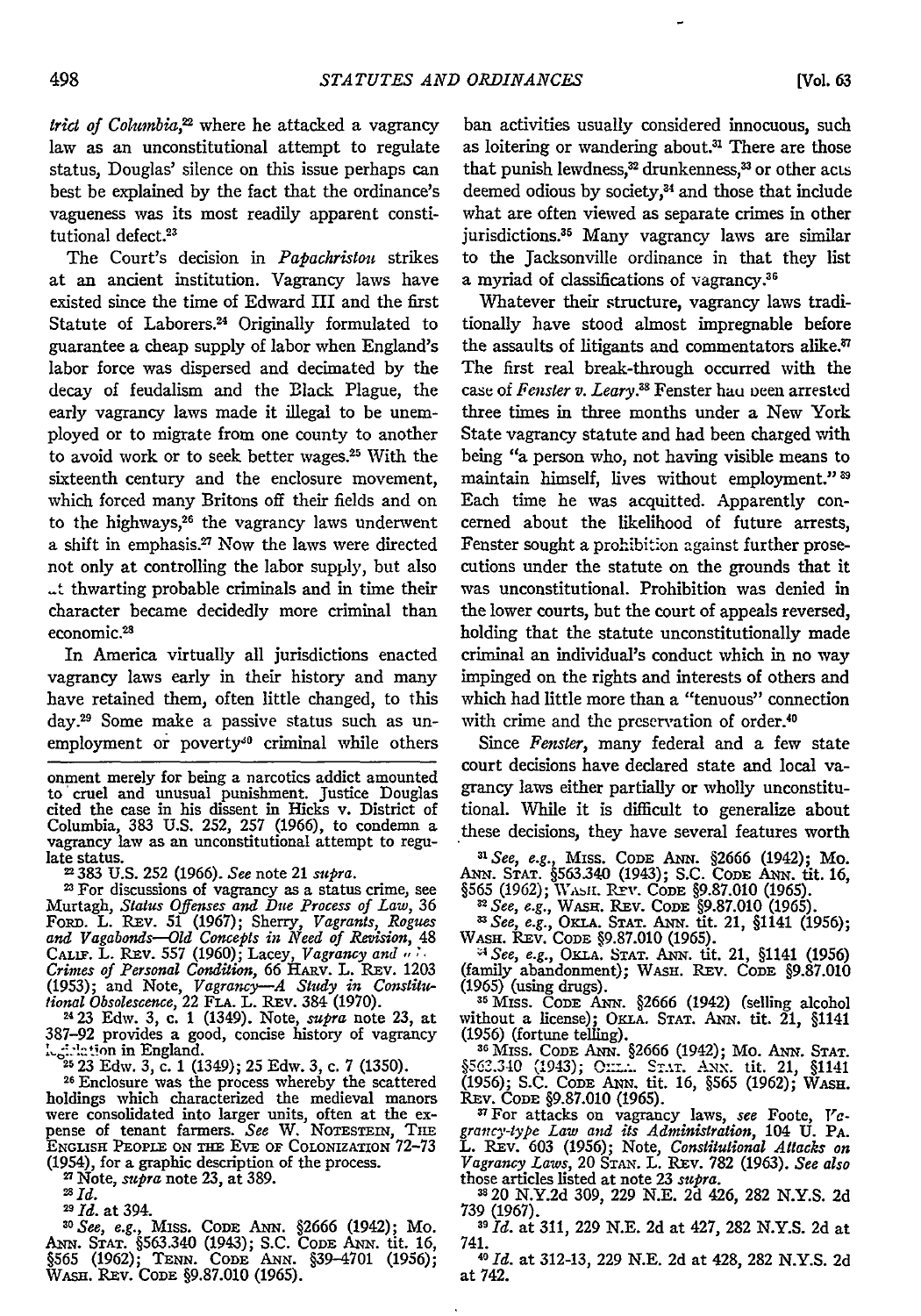*trict of Columbia*,[22] where he attacked a vagrancy law as an unconstitutional attempt to regulate status, Douglas' silence on this issue perhaps can best be explained by the fact that the ordinance's vagueness was its most readily apparent constitutional defect.[23]

The Court's decision in *Papachristou* strikes at an ancient institution. Vagrancy laws have existed since the time of Edward III and the first Statute of Laborers.[24] Originally formulated to guarantee a cheap supply of labor when England's labor force was dispersed and decimated by the decay of feudalism and the Black Plague, the early vagrancy laws made it illegal to be unemployed or to migrate from one county to another to avoid work or to seek better wages.[25] With the sixteenth century and the enclosure movement, which forced many Britons off their fields and on to the highways,[26] the vagrancy laws underwent a shift in emphasis.[27] Now the laws were directed not only at controlling the labor supply, but also at thwarting probable criminals and in time their character became decidedly more criminal than economic.[28]

In America virtually all jurisdictions enacted vagrancy laws early in their history and many have retained them, often little changed, to this day.[29] Some make a passive status such as unemployment or poverty[30] criminal while others ban activities usually considered innocuous, such as loitering or wandering about.[31] There are those that punish lewdness,[32] drunkenness,[33] or other acts deemed odious by society,[34] and those that include what are often viewed as separate crimes in other jurisdictions.[35] Many vagrancy laws are similar to the Jacksonville ordinance in that they list a myriad of classifications of vagrancy.[36]

Whatever their structure, vagrancy laws traditionally have stood almost impregnable before the assaults of litigants and commentators alike.[37] The first real break-through occurred with the case of *Fenster v. Leary*.[38] Fenster had been arrested three times in three months under a New York State vagrancy statute and had been charged with being "a person who, not having visible means to maintain himself, lives without employment."[39] Each time he was acquitted. Apparently concerned about the likelihood of future arrests, Fenster sought a prohibition against further prosecutions under the statute on the grounds that it was unconstitutional. Prohibition was denied in the lower courts, but the court of appeals reversed, holding that the statute unconstitutionally made criminal an individual's conduct which in no way impinged on the rights and interests of others and which had little more than a "tenuous" connection with crime and the preservation of order.[40]

Since *Fenster*, many federal and a few state court decisions have declared state and local vagrancy laws either partially or wholly unconstitutional. While it is difficult to generalize about these decisions, they have several features worth

onment merely for being a narcotics addict amounted to cruel and unusual punishment. Justice Douglas cited the case in his dissent in Hicks v. District of Columbia, 383 U.S. 252, 257 (1966), to condemn a vagrancy law as an unconstitutional attempt to regulate status.

[22] 383 U.S. 252 (1966). *See* note 21 *supra*.

[23] For discussions of vagrancy as a status crime, see Murtagh, *Status Offenses and Due Process of Law*, 36 FORD. L. REV. 51 (1967); Sherry, *Vagrants, Rogues and Vagabonds—Old Concepts in Need of Revision*, 48 CALIF. L. REV. 557 (1960); Lacey, *Vagrancy and Other Crimes of Personal Condition*, 66 HARV. L. REV. 1203 (1953); and Note, *Vagrancy—A Study in Constitutional Obsolescence*, 22 FLA. L. REV. 384 (1970).

[24] 23 Edw. 3, c. 1 (1349). Note, *supra* note 23, at 387-92 provides a good, concise history of vagrancy legislation in England.

[25] 23 Edw. 3, c. 1 (1349); 25 Edw. 3, c. 7 (1350).

[26] Enclosure was the process whereby the scattered holdings which characterized the medieval manors were consolidated into larger units, often at the expense of tenant farmers. *See* W. NOTESTEIN, THE ENGLISH PEOPLE ON THE EVE OF COLONIZATION 72-73 (1954), for a graphic description of the process.

[27] Note, *supra* note 23, at 389.

[28] *Id.*

[29] *Id.* at 394.

[30] *See, e.g.*, MISS. CODE ANN. §2666 (1942); MO. ANN. STAT. §563.340 (1943); S.C. CODE ANN. tit. 16, §565 (1962); TENN. CODE ANN. §39-4701 (1956); WASH. REV. CODE §9.87.010 (1965).

[31] *See, e.g.*, MISS. CODE ANN. §2666 (1942); MO. ANN. STAT. §563.340 (1943); S.C. CODE ANN. tit. 16, §565 (1962); WASH. REV. CODE §9.87.010 (1965).

[32] *See, e.g.*, WASH. REV. CODE §9.87.010 (1965).

[33] *See, e.g.*, OKLA. STAT. ANN. tit. 21, §1141 (1956); WASH. REV. CODE §9.87.010 (1965).

[34] *See, e.g.*, OKLA. STAT. ANN. tit. 21, §1141 (1956) (family abandonment); WASH. REV. CODE §9.87.010 (1965) (using drugs).

[35] MISS. CODE ANN. §2666 (1942) (selling alcohol without a license); OKLA. STAT. ANN. tit. 21, §1141 (1956) (fortune telling).

[36] MISS. CODE ANN. §2666 (1942); MO. ANN. STAT. §563.340 (1943); OKLA. STAT. ANN. tit. 21, §1141 (1956); S.C. CODE ANN. tit. 16, §565 (1962); WASH. REV. CODE §9.87.010 (1965).

[37] For attacks on vagrancy laws, *see* Foote, *Vagrancy-type Law and its Administration*, 104 U. PA. L. REV. 603 (1956); Note, *Constitutional Attacks on Vagrancy Laws*, 20 STAN. L. REV. 782 (1963). *See also* those articles listed at note 23 *supra*.

[38] 20 N.Y.2d 309, 229 N.E. 2d 426, 282 N.Y.S. 2d 739 (1967).

[39] *Id.* at 311, 229 N.E. 2d at 427, 282 N.Y.S. 2d at 741.

[40] *Id.* at 312-13, 229 N.E. 2d at 428, 282 N.Y.S. 2d at 742.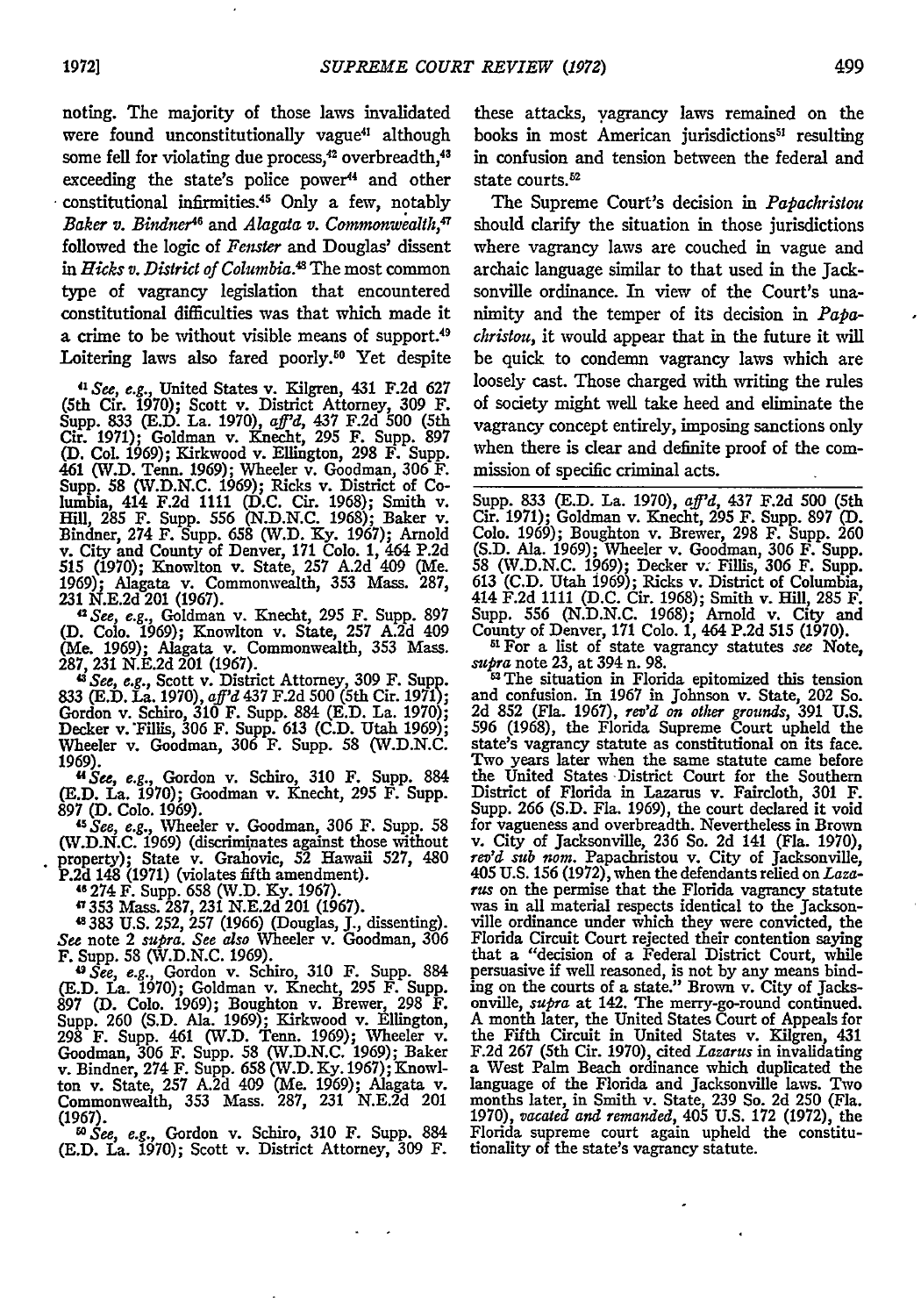noting. The majority of those laws invalidated were found unconstitutionally vague[41] although some fell for violating due process,[42] overbreadth,[43] exceeding the state's police power[44] and other constitutional infirmities.[45] Only a few, notably *Baker v. Bindner*[46] and *Alagata v. Commonwealth*,[47] followed the logic of *Fenster* and Douglas' dissent in *Hicks v. District of Columbia*.[48] The most common type of vagrancy legislation that encountered constitutional difficulties was that which made it a crime to be without visible means of support.[49] Loitering laws also fared poorly.[50] Yet despite these attacks, vagrancy laws remained on the books in most American jurisdictions[51] resulting in confusion and tension between the federal and state courts.[52]

The Supreme Court's decision in *Papachristou* should clarify the situation in those jurisdictions where vagrancy laws are couched in vague and archaic language similar to that used in the Jacksonville ordinance. In view of the Court's unanimity and the temper of its decision in *Papachristou*, it would appear that in the future it will be quick to condemn vagrancy laws which are loosely cast. Those charged with writing the rules of society might well take heed and eliminate the vagrancy concept entirely, imposing sanctions only when there is clear and definite proof of the commission of specific criminal acts.

---

[41] *See, e.g.*, United States v. Kilgren, 431 F.2d 627 (5th Cir. 1970); Scott v. District Attorney, 309 F. Supp. 833 (E.D. La. 1970), *aff'd*, 437 F.2d 500 (5th Cir. 1971); Goldman v. Knecht, 295 F. Supp. 897 (D. Col. 1969); Kirkwood v. Ellington, 298 F. Supp. 461 (W.D. Tenn. 1969); Wheeler v. Goodman, 306 F. Supp. 58 (W.D.N.C. 1969); Ricks v. District of Columbia, 414 F.2d 1111 (D.C. Cir. 1968); Smith v. Hill, 285 F. Supp. 556 (N.D.N.C. 1968); Baker v. Bindner, 274 F. Supp. 658 (W.D. Ky. 1967); Arnold v. City and County of Denver, 171 Colo. 1, 464 P.2d 515 (1970); Knowlton v. State, 257 A.2d 409 (Me. 1969); Alagata v. Commonwealth, 353 Mass. 287, 231 N.E.2d 201 (1967).

[42] *See, e.g.*, Goldman v. Knecht, 295 F. Supp. 897 (D. Colo. 1969); Knowlton v. State, 257 A.2d 409 (Me. 1969); Alagata v. Commonwealth, 353 Mass. 287, 231 N.E.2d 201 (1967).

[43] *See, e.g.*, Scott v. District Attorney, 309 F. Supp. 833 (E.D. La. 1970), *aff'd* 437 F.2d 500 (5th Cir. 1971); Gordon v. Schiro, 310 F. Supp. 884 (E.D. La. 1970); Decker v. Fillis, 306 F. Supp. 613 (C.D. Utah 1969); Wheeler v. Goodman, 306 F. Supp. 58 (W.D.N.C. 1969).

[44] *See, e.g.*, Gordon v. Schiro, 310 F. Supp. 884 (E.D. La. 1970); Goodman v. Knecht, 295 F. Supp. 897 (D. Colo. 1969).

[45] *See, e.g.*, Wheeler v. Goodman, 306 F. Supp. 58 (W.D.N.C. 1969) (discriminates against those without property); State v. Grahovic, 52 Hawaii 527, 480 P.2d 148 (1971) (violates fifth amendment).

[46] 274 F. Supp. 658 (W.D. Ky. 1967).

[47] 353 Mass. 287, 231 N.E.2d 201 (1967).

[48] 383 U.S. 252, 257 (1966) (Douglas, J., dissenting). *See* note 2 *supra*. *See also* Wheeler v. Goodman, 306 F. Supp. 58 (W.D.N.C. 1969).

[49] *See, e.g.*, Gordon v. Schiro, 310 F. Supp. 884 (E.D. La. 1970); Goldman v. Knecht, 295 F. Supp. 897 (D. Colo. 1969); Boughton v. Brewer, 298 F. Supp. 260 (S.D. Ala. 1969); Kirkwood v. Ellington, 298 F. Supp. 461 (W.D. Tenn. 1969); Wheeler v. Goodman, 306 F. Supp. 58 (W.D.N.C. 1969); Baker v. Bindner, 274 F. Supp. 658 (W.D. Ky. 1967); Knowlton v. State, 257 A.2d 409 (Me. 1969); Alagata v. Commonwealth, 353 Mass. 287, 231 N.E.2d 201 (1967).

[50] *See, e.g.*, Gordon v. Schiro, 310 F. Supp. 884 (E.D. La. 1970); Scott v. District Attorney, 309 F. Supp. 833 (E.D. La. 1970), *aff'd*, 437 F.2d 500 (5th Cir. 1971); Goldman v. Knecht, 295 F. Supp. 897 (D. Colo. 1969); Boughton v. Brewer, 298 F. Supp. 260 (S.D. Ala. 1969); Wheeler v. Goodman, 306 F. Supp. 58 (W.D.N.C. 1969); Decker v. Fillis, 306 F. Supp. 613 (C.D. Utah 1969); Ricks v. District of Columbia, 414 F.2d 1111 (D.C. Cir. 1968); Smith v. Hill, 285 F. Supp. 556 (N.D.N.C. 1968); Arnold v. City and County of Denver, 171 Colo. 1, 464 P.2d 515 (1970).

[51] For a list of state vagrancy statutes *see* Note, *supra* note 23, at 394 n. 98.

[52] The situation in Florida epitomized this tension and confusion. In 1967 in Johnson v. State, 202 So. 2d 852 (Fla. 1967), *rev'd on other grounds*, 391 U.S. 596 (1968), the Florida Supreme Court upheld the state's vagrancy statute as constitutional on its face. Two years later when the same statute came before the United States District Court for the Southern District of Florida in Lazarus v. Faircloth, 301 F. Supp. 266 (S.D. Fla. 1969), the court declared it void for vagueness and overbreadth. Nevertheless in Brown v. City of Jacksonville, 236 So. 2d 141 (Fla. 1970), *rev'd sub nom.* Papachristou v. City of Jacksonville, 405 U.S. 156 (1972), when the defendants relied on *Lazarus* on the premise that the Florida vagrancy statute was in all material respects identical to the Jacksonville ordinance under which they were convicted, the Florida Circuit Court rejected their contention saying that a "decision of a Federal District Court, while persuasive if well reasoned, is not by any means binding on the courts of a state." Brown v. City of Jacksonville, *supra* at 142. The merry-go-round continued. A month later, the United States Court of Appeals for the Fifth Circuit in United States v. Kilgren, 431 F.2d 267 (5th Cir. 1970), cited *Lazarus* in invalidating a West Palm Beach ordinance which duplicated the language of the Florida and Jacksonville laws. Two months later, in Smith v. State, 239 So. 2d 250 (Fla. 1970), *vacated and remanded*, 405 U.S. 172 (1972), the Florida supreme court again upheld the constitutionality of the state's vagrancy statute.